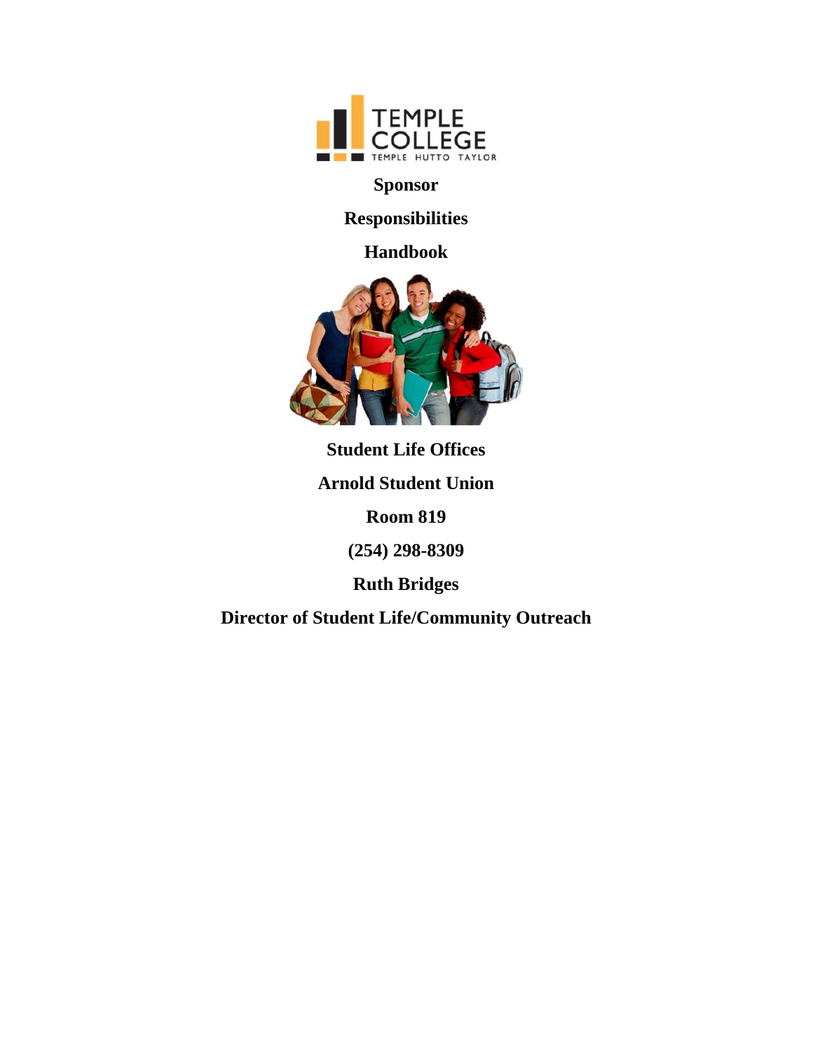# Sponsor Responsibilities Handbook

**Student Life Offices**

**Arnold Student Union**

**Room 819**

**(254) 298-8309**

**Ruth Bridges**

**Director of Student Life/Community Outreach**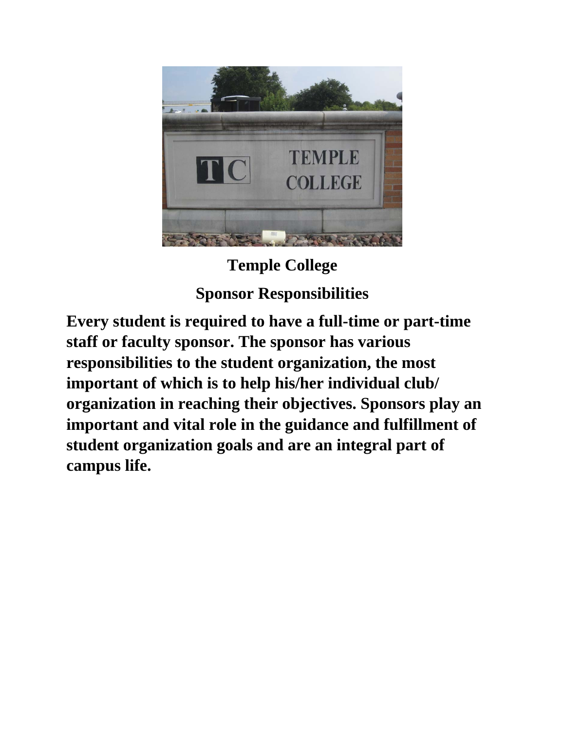# Temple College

## Sponsor Responsibilities

**Every student is required to have a full-time or part-time staff or faculty sponsor. The sponsor has various responsibilities to the student organization, the most important of which is to help his/her individual club/ organization in reaching their objectives. Sponsors play an important and vital role in the guidance and fulfillment of student organization goals and are an integral part of campus life.**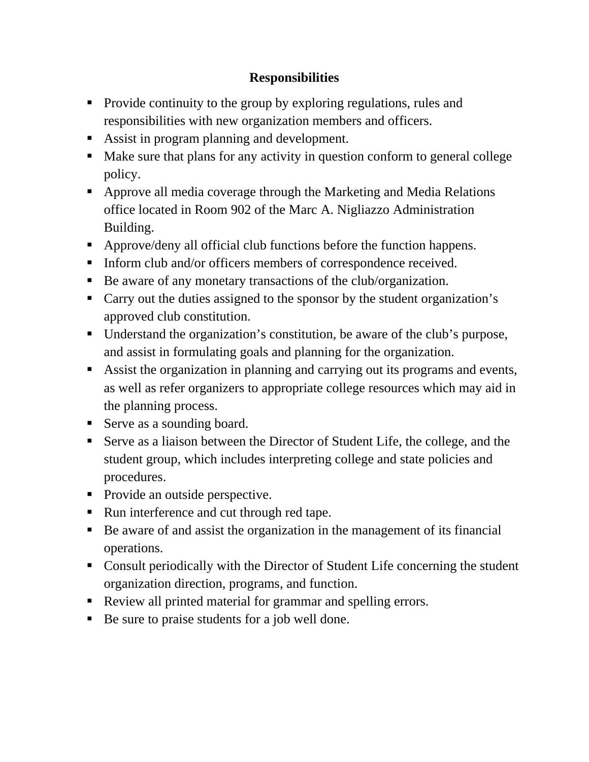## Responsibilities

- Provide continuity to the group by exploring regulations, rules and responsibilities with new organization members and officers.
- Assist in program planning and development.
- Make sure that plans for any activity in question conform to general college policy.
- Approve all media coverage through the Marketing and Media Relations office located in Room 902 of the Marc A. Nigliazzo Administration Building.
- Approve/deny all official club functions before the function happens.
- Inform club and/or officers members of correspondence received.
- Be aware of any monetary transactions of the club/organization.
- Carry out the duties assigned to the sponsor by the student organization's approved club constitution.
- Understand the organization's constitution, be aware of the club's purpose, and assist in formulating goals and planning for the organization.
- Assist the organization in planning and carrying out its programs and events, as well as refer organizers to appropriate college resources which may aid in the planning process.
- Serve as a sounding board.
- Serve as a liaison between the Director of Student Life, the college, and the student group, which includes interpreting college and state policies and procedures.
- Provide an outside perspective.
- Run interference and cut through red tape.
- Be aware of and assist the organization in the management of its financial operations.
- Consult periodically with the Director of Student Life concerning the student organization direction, programs, and function.
- Review all printed material for grammar and spelling errors.
- Be sure to praise students for a job well done.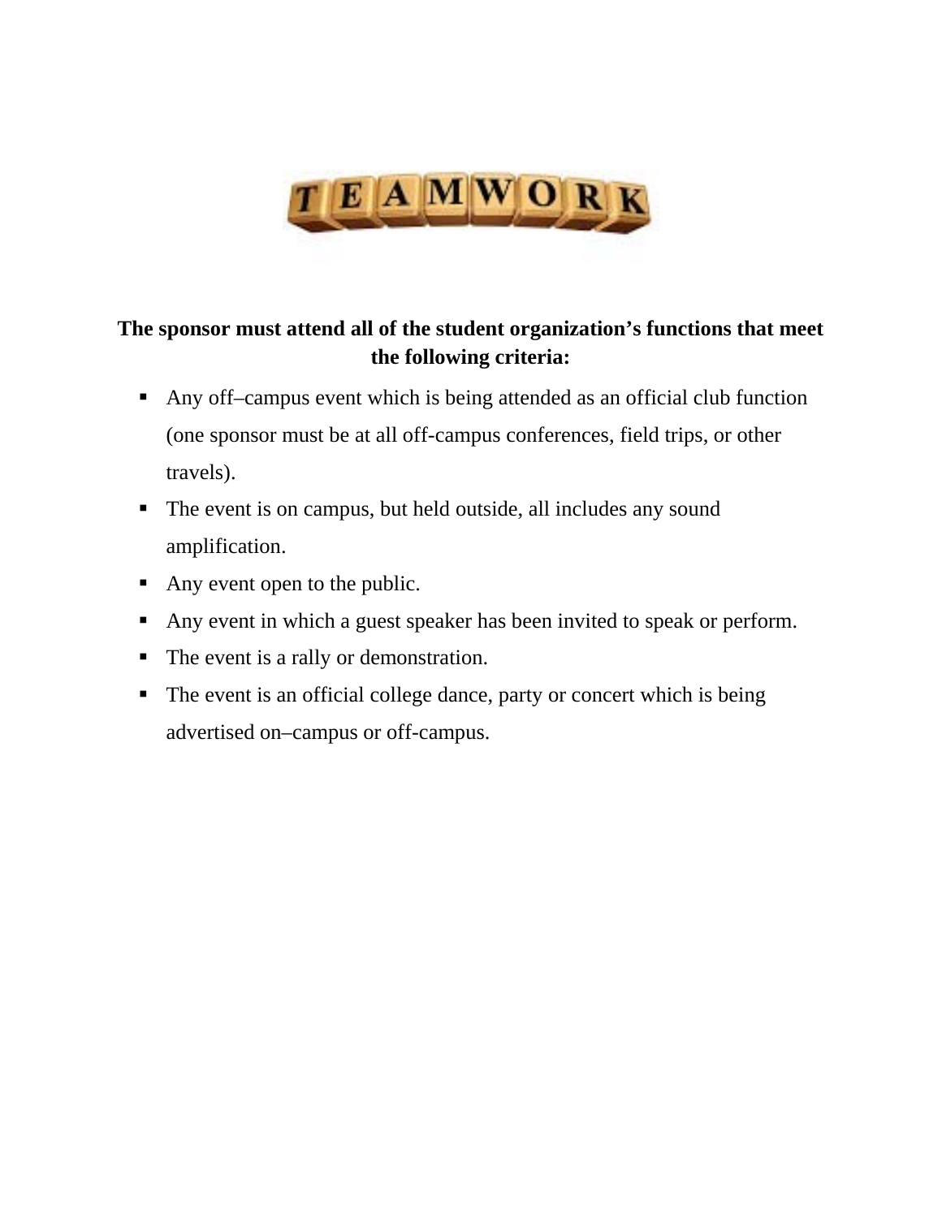**The sponsor must attend all of the student organization's functions that meet the following criteria:**

- Any off–campus event which is being attended as an official club function (one sponsor must be at all off-campus conferences, field trips, or other travels).
- The event is on campus, but held outside, all includes any sound amplification.
- Any event open to the public.
- Any event in which a guest speaker has been invited to speak or perform.
- The event is a rally or demonstration.
- The event is an official college dance, party or concert which is being advertised on–campus or off-campus.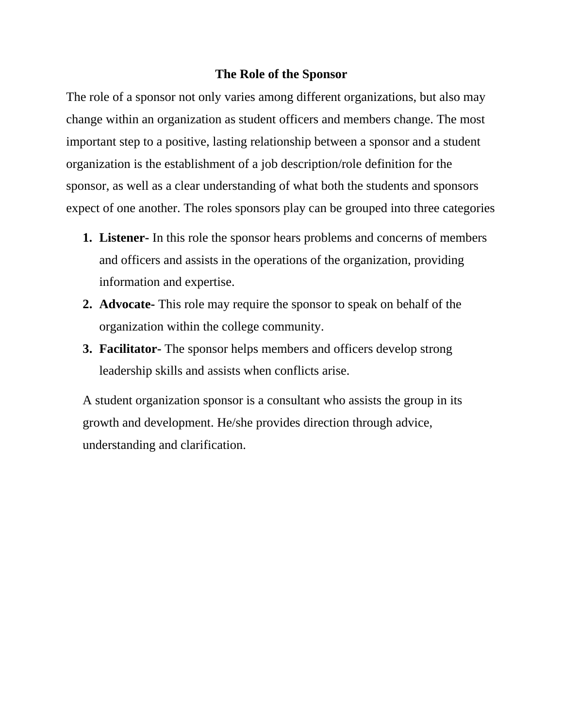## The Role of the Sponsor

The role of a sponsor not only varies among different organizations, but also may change within an organization as student officers and members change. The most important step to a positive, lasting relationship between a sponsor and a student organization is the establishment of a job description/role definition for the sponsor, as well as a clear understanding of what both the students and sponsors expect of one another. The roles sponsors play can be grouped into three categories

1. **Listener-** In this role the sponsor hears problems and concerns of members and officers and assists in the operations of the organization, providing information and expertise.
2. **Advocate-** This role may require the sponsor to speak on behalf of the organization within the college community.
3. **Facilitator-** The sponsor helps members and officers develop strong leadership skills and assists when conflicts arise.

A student organization sponsor is a consultant who assists the group in its growth and development. He/she provides direction through advice, understanding and clarification.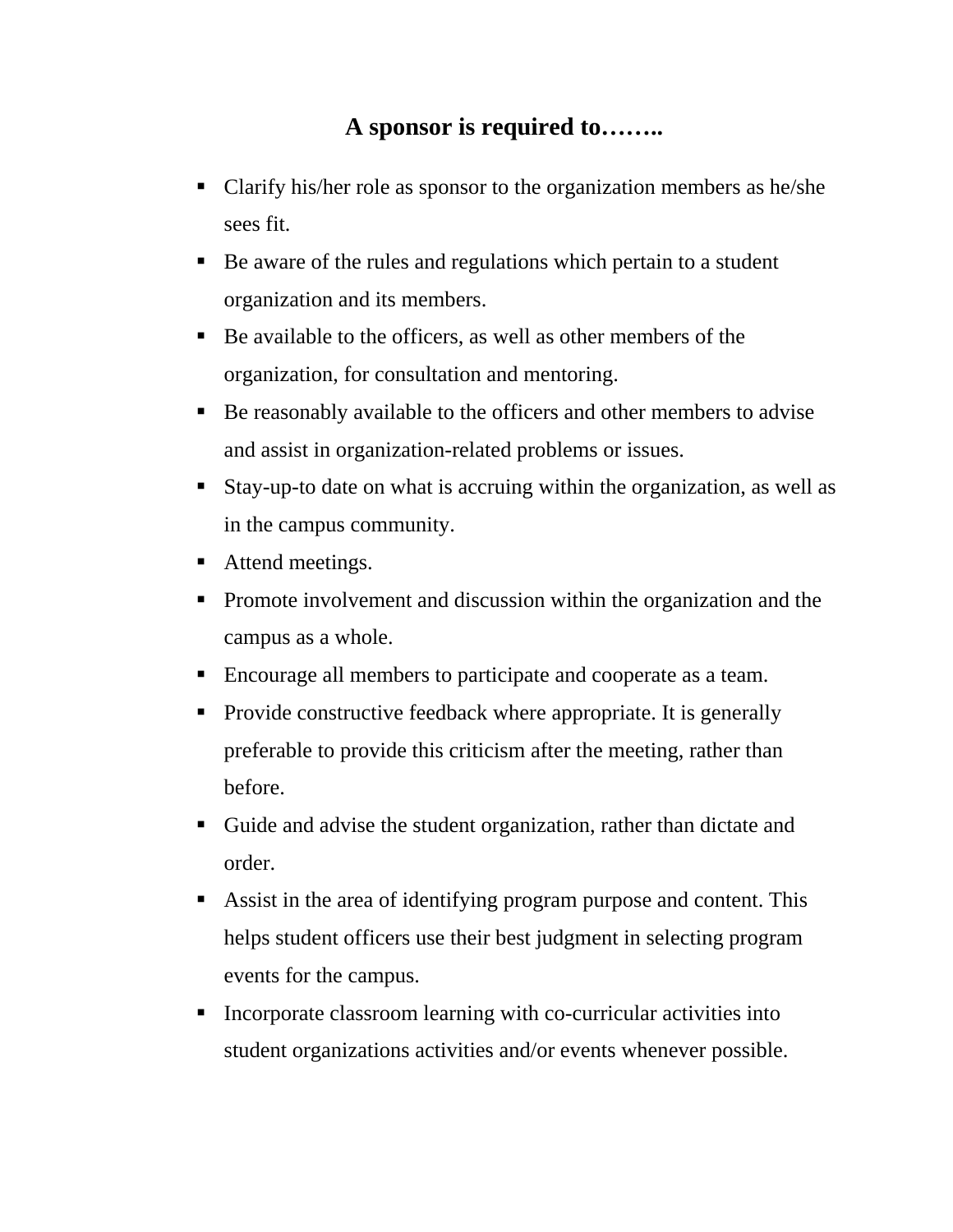## A sponsor is required to……..

- Clarify his/her role as sponsor to the organization members as he/she sees fit.
- Be aware of the rules and regulations which pertain to a student organization and its members.
- Be available to the officers, as well as other members of the organization, for consultation and mentoring.
- Be reasonably available to the officers and other members to advise and assist in organization-related problems or issues.
- Stay-up-to date on what is accruing within the organization, as well as in the campus community.
- Attend meetings.
- Promote involvement and discussion within the organization and the campus as a whole.
- Encourage all members to participate and cooperate as a team.
- Provide constructive feedback where appropriate. It is generally preferable to provide this criticism after the meeting, rather than before.
- Guide and advise the student organization, rather than dictate and order.
- Assist in the area of identifying program purpose and content. This helps student officers use their best judgment in selecting program events for the campus.
- Incorporate classroom learning with co-curricular activities into student organizations activities and/or events whenever possible.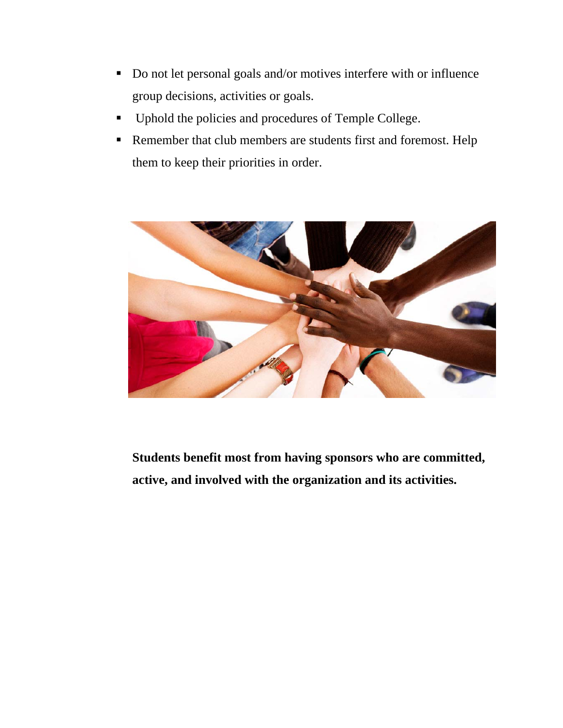- Do not let personal goals and/or motives interfere with or influence group decisions, activities or goals.
- Uphold the policies and procedures of Temple College.
- Remember that club members are students first and foremost. Help them to keep their priorities in order.

**Students benefit most from having sponsors who are committed, active, and involved with the organization and its activities.**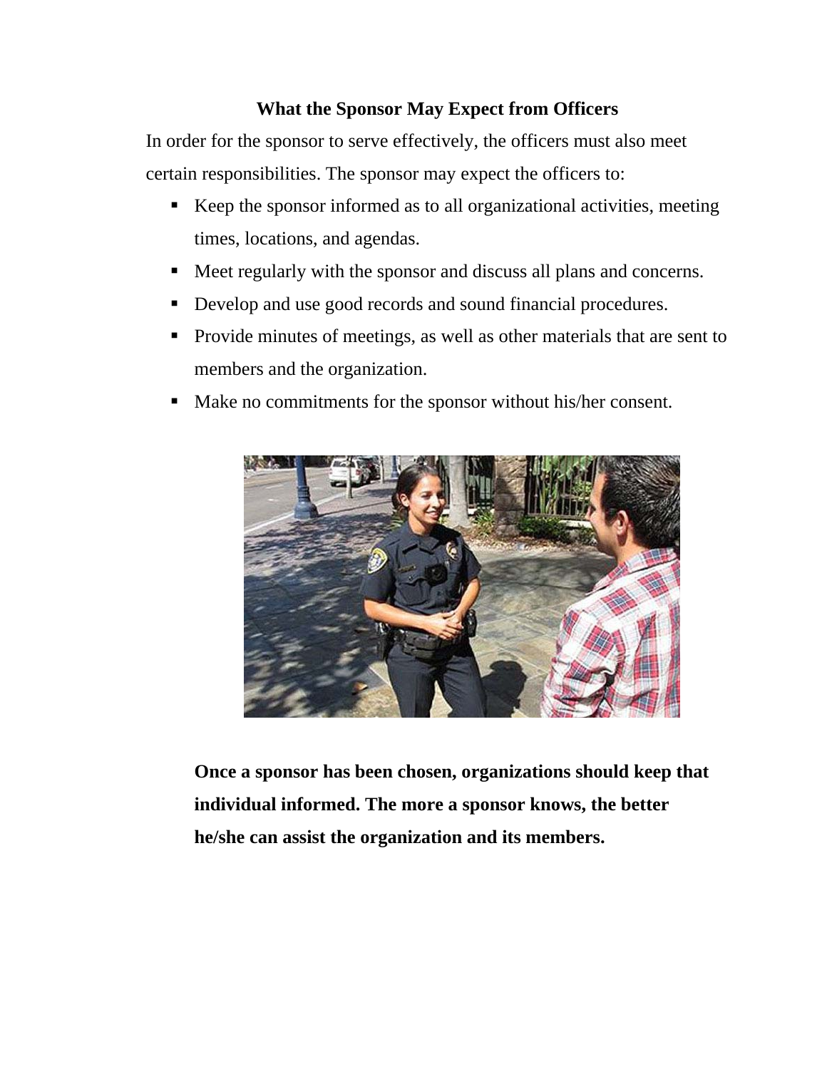## What the Sponsor May Expect from Officers

In order for the sponsor to serve effectively, the officers must also meet certain responsibilities. The sponsor may expect the officers to:

- Keep the sponsor informed as to all organizational activities, meeting times, locations, and agendas.
- Meet regularly with the sponsor and discuss all plans and concerns.
- Develop and use good records and sound financial procedures.
- Provide minutes of meetings, as well as other materials that are sent to members and the organization.
- Make no commitments for the sponsor without his/her consent.

**Once a sponsor has been chosen, organizations should keep that individual informed. The more a sponsor knows, the better he/she can assist the organization and its members.**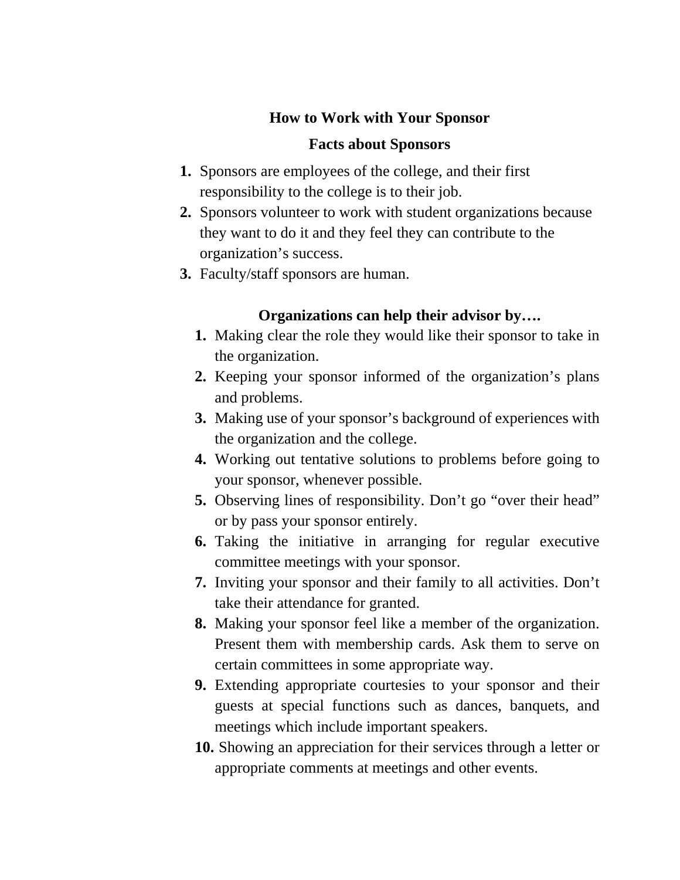## How to Work with Your Sponsor

### Facts about Sponsors

1. Sponsors are employees of the college, and their first responsibility to the college is to their job.
2. Sponsors volunteer to work with student organizations because they want to do it and they feel they can contribute to the organization's success.
3. Faculty/staff sponsors are human.

### Organizations can help their advisor by….

1. Making clear the role they would like their sponsor to take in the organization.
2. Keeping your sponsor informed of the organization's plans and problems.
3. Making use of your sponsor's background of experiences with the organization and the college.
4. Working out tentative solutions to problems before going to your sponsor, whenever possible.
5. Observing lines of responsibility. Don't go "over their head" or by pass your sponsor entirely.
6. Taking the initiative in arranging for regular executive committee meetings with your sponsor.
7. Inviting your sponsor and their family to all activities. Don't take their attendance for granted.
8. Making your sponsor feel like a member of the organization. Present them with membership cards. Ask them to serve on certain committees in some appropriate way.
9. Extending appropriate courtesies to your sponsor and their guests at special functions such as dances, banquets, and meetings which include important speakers.
10. Showing an appreciation for their services through a letter or appropriate comments at meetings and other events.